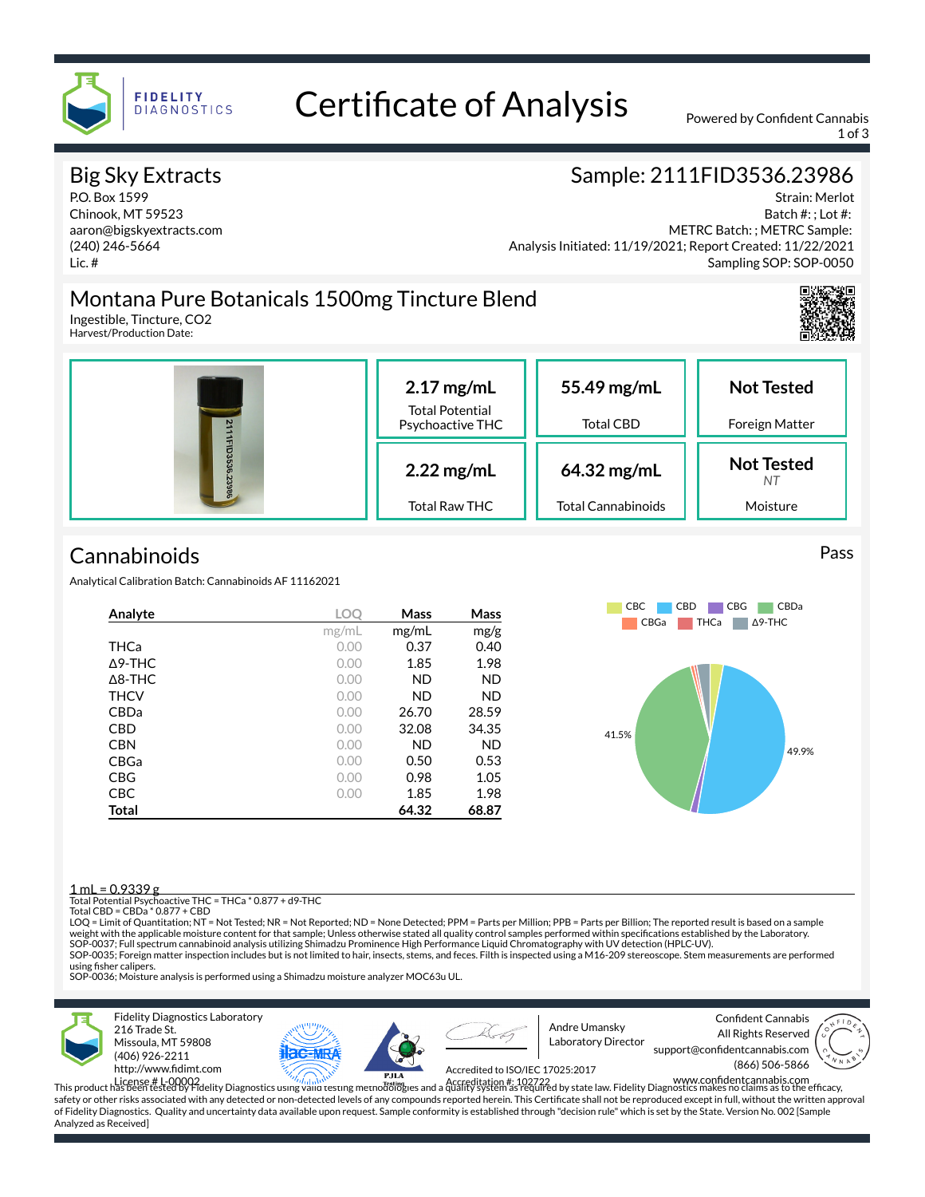# Certificate of Analysis

Powered by Confident Cannabis

## Big Sky Extracts

P.O. Box 1599
Chinook, MT 59523
aaron@bigskyextracts.com
(240) 246-5664
Lic. #

## Sample: 2111FID3536.23986

Strain: Merlot
Batch #: ; Lot #:
METRC Batch: ; METRC Sample:
Analysis Initiated: 11/19/2021; Report Created: 11/22/2021
Sampling SOP: SOP-0050

## Montana Pure Botanicals 1500mg Tincture Blend

Ingestible, Tincture, CO2
Harvest/Production Date:

| | | |
|---|---|---|
| **2.17 mg/mL** Total Potential Psychoactive THC | **55.49 mg/mL** Total CBD | **Not Tested** Foreign Matter |
| **2.22 mg/mL** Total Raw THC | **64.32 mg/mL** Total Cannabinoids | **Not Tested** *NT* Moisture |

## Cannabinoids

Pass

Analytical Calibration Batch: Cannabinoids AF 11162021

| Analyte | LOQ | Mass | Mass |
|---|---|---|---|
| | mg/mL | mg/mL | mg/g |
| THCa | 0.00 | 0.37 | 0.40 |
| Δ9-THC | 0.00 | 1.85 | 1.98 |
| Δ8-THC | 0.00 | ND | ND |
| THCV | 0.00 | ND | ND |
| CBDa | 0.00 | 26.70 | 28.59 |
| CBD | 0.00 | 32.08 | 34.35 |
| CBN | 0.00 | ND | ND |
| CBGa | 0.00 | 0.50 | 0.53 |
| CBG | 0.00 | 0.98 | 1.05 |
| CBC | 0.00 | 1.85 | 1.98 |
| **Total** | | **64.32** | **68.87** |

Legend: CBC, CBD, CBG, CBDa, CBGa, THCa, Δ9-THC — 41.5%, 49.9%

1 mL = 0.9339 g
Total Potential Psychoactive THC = THCa * 0.877 + d9-THC
Total CBD = CBDa * 0.877 + CBD
LOQ = Limit of Quantitation; NT = Not Tested; NR = Not Reported; ND = None Detected; PPM = Parts per Million; PPB = Parts per Billion; The reported result is based on a sample weight with the applicable moisture content for that sample; Unless otherwise stated all quality control samples performed within specifications established by the Laboratory.
SOP-0037; Full spectrum cannabinoid analysis utilizing Shimadzu Prominence High Performance Liquid Chromatography with UV detection (HPLC-UV).
SOP-0035; Foreign matter inspection includes but is not limited to hair, insects, stems, and feces. Filth is inspected using a M16-209 stereoscope. Stem measurements are performed using fisher calipers.
SOP-0036; Moisture analysis is performed using a Shimadzu moisture analyzer MOC63u UL.

Fidelity Diagnostics Laboratory
216 Trade St.
Missoula, MT 59808
(406) 926-2211
http://www.fidimt.com
License # L-00002

Andre Umansky
Laboratory Director

Accredited to ISO/IEC 17025:2017
Accreditation #: 102722

Confident Cannabis
All Rights Reserved
support@confidentcannabis.com
(866) 506-5866
www.confidentcannabis.com

This product has been tested by Fidelity Diagnostics using valid testing methodologies and a quality system as required by state law. Fidelity Diagnostics makes no claims as to the efficacy, safety or other risks associated with any detected or non-detected levels of any compounds reported herein. This Certificate shall not be reproduced except in full, without the written approval of Fidelity Diagnostics. Quality and uncertainty data available upon request. Sample conformity is established through "decision rule" which is set by the State. Version No. 002 [Sample Analyzed as Received]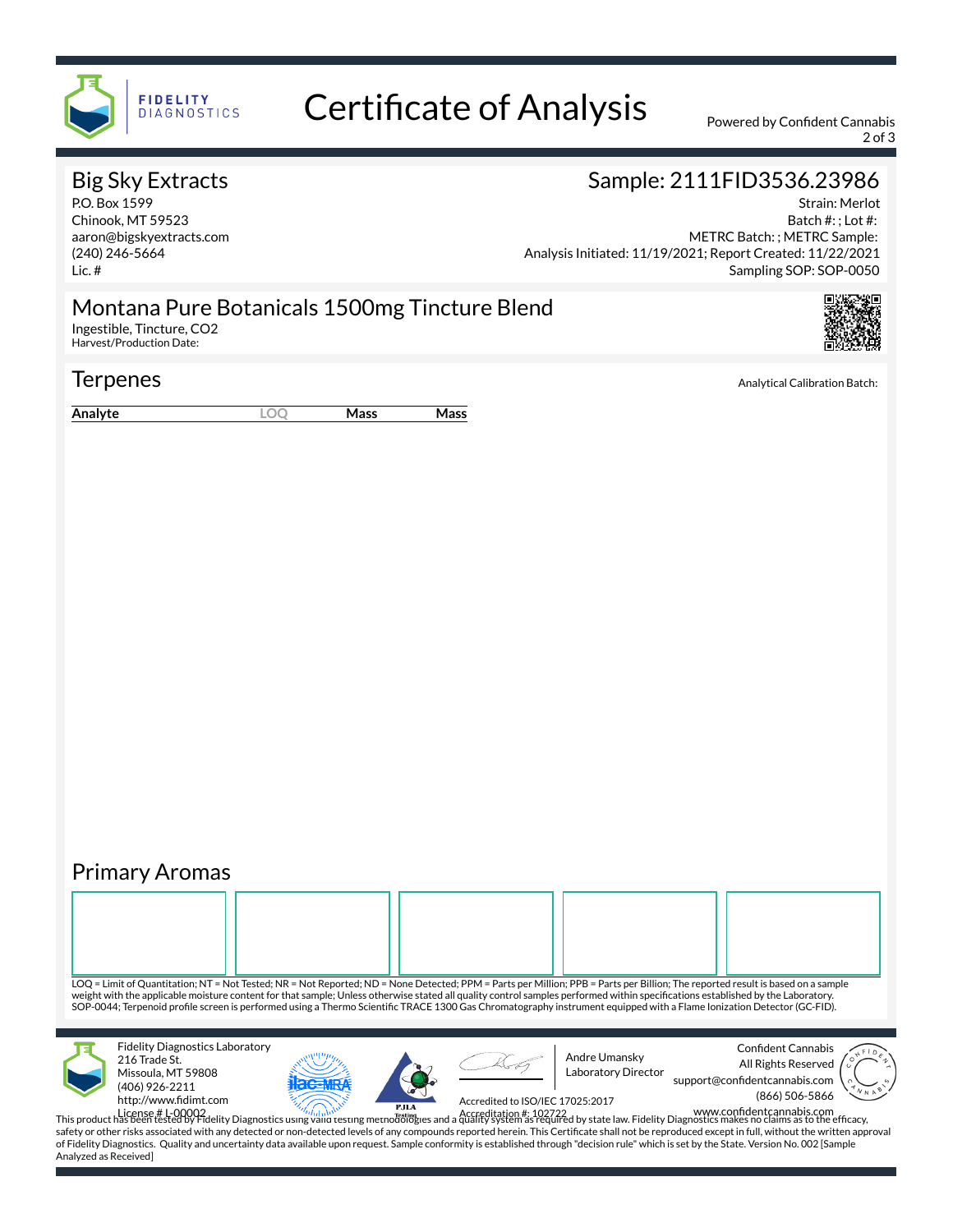# Certificate of Analysis

FIDELITY DIAGNOSTICS

Powered by Confident Cannabis

## Big Sky Extracts

P.O. Box 1599
Chinook, MT 59523
aaron@bigskyextracts.com
(240) 246-5664
Lic. #

## Sample: 2111FID3536.23986

Strain: Merlot
Batch #: ; Lot #:
METRC Batch: ; METRC Sample:
Analysis Initiated: 11/19/2021; Report Created: 11/22/2021
Sampling SOP: SOP-0050

## Montana Pure Botanicals 1500mg Tincture Blend

Ingestible, Tincture, CO2
Harvest/Production Date:

## Terpenes

Analytical Calibration Batch:

| Analyte | LOQ | Mass | Mass |
|---|---|---|---|

## Primary Aromas

LOQ = Limit of Quantitation; NT = Not Tested; NR = Not Reported; ND = None Detected; PPM = Parts per Million; PPB = Parts per Billion; The reported result is based on a sample weight with the applicable moisture content for that sample; Unless otherwise stated all quality control samples performed within specifications established by the Laboratory. SOP-0044; Terpenoid profile screen is performed using a Thermo Scientific TRACE 1300 Gas Chromatography instrument equipped with a Flame Ionization Detector (GC-FID).

Fidelity Diagnostics Laboratory
216 Trade St.
Missoula, MT 59808
(406) 926-2211
http://www.fidimt.com
License # L-00002

Andre Umansky
Laboratory Director

Accredited to ISO/IEC 17025:2017
Accreditation #: 102722

Confident Cannabis
All Rights Reserved
support@confidentcannabis.com
(866) 506-5866
www.confidentcannabis.com

This product has been tested by Fidelity Diagnostics using valid testing methodologies and a quality system as required by state law. Fidelity Diagnostics makes no claims as to the efficacy, safety or other risks associated with any detected or non-detected levels of any compounds reported herein. This Certificate shall not be reproduced except in full, without the written approval of Fidelity Diagnostics. Quality and uncertainty data available upon request. Sample conformity is established through "decision rule" which is set by the State. Version No. 002 [Sample Analyzed as Received]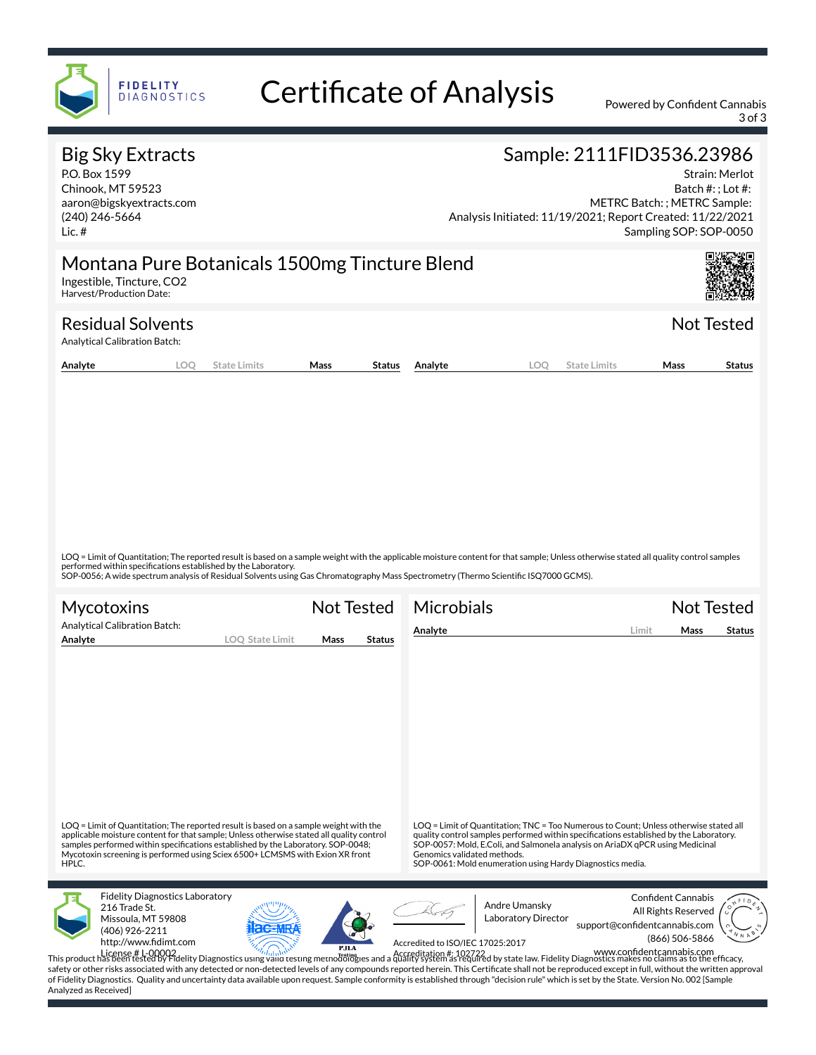# Certificate of Analysis

Powered by Confident Cannabis

## Big Sky Extracts

P.O. Box 1599
Chinook, MT 59523
aaron@bigskyextracts.com
(240) 246-5664
Lic. #

## Sample: 2111FID3536.23986

Strain: Merlot
Batch #: ; Lot #:
METRC Batch: ; METRC Sample:
Analysis Initiated: 11/19/2021; Report Created: 11/22/2021
Sampling SOP: SOP-0050

## Montana Pure Botanicals 1500mg Tincture Blend

Ingestible, Tincture, CO2
Harvest/Production Date:

## Residual Solvents — Not Tested

Analytical Calibration Batch:

| Analyte | LOQ | State Limits | Mass | Status | Analyte | LOQ | State Limits | Mass | Status |
|---|---|---|---|---|---|---|---|---|---|

LOQ = Limit of Quantitation; The reported result is based on a sample weight with the applicable moisture content for that sample; Unless otherwise stated all quality control samples performed within specifications established by the Laboratory.
SOP-0056; A wide spectrum analysis of Residual Solvents using Gas Chromatography Mass Spectrometry (Thermo Scientific ISQ7000 GCMS).

## Mycotoxins — Not Tested

Analytical Calibration Batch:

| Analyte | LOQ | State Limit | Mass | Status |
|---|---|---|---|---|

LOQ = Limit of Quantitation; The reported result is based on a sample weight with the applicable moisture content for that sample; Unless otherwise stated all quality control samples performed within specifications established by the Laboratory. SOP-0048; Mycotoxin screening is performed using Sciex 6500+ LCMSMS with Exion XR front HPLC.

## Microbials — Not Tested

| Analyte | Limit | Mass | Status |
|---|---|---|---|

LOQ = Limit of Quantitation; TNC = Too Numerous to Count; Unless otherwise stated all quality control samples performed within specifications established by the Laboratory.
SOP-0057: Mold, E.Coli, and Salmonela analysis on AriaDX qPCR using Medicinal Genomics validated methods.
SOP-0061: Mold enumeration using Hardy Diagnostics media.

Fidelity Diagnostics Laboratory
216 Trade St.
Missoula, MT 59808
(406) 926-2211
http://www.fidimt.com
License # L-00002

Andre Umansky
Laboratory Director

Accredited to ISO/IEC 17025:2017
Accreditation #: 102722

Confident Cannabis
All Rights Reserved
support@confidentcannabis.com
(866) 506-5866
www.confidentcannabis.com

This product has been tested by Fidelity Diagnostics using valid testing methodologies and a quality system as required by state law. Fidelity Diagnostics makes no claims as to the efficacy, safety or other risks associated with any detected or non-detected levels of any compounds reported herein. This Certificate shall not be reproduced except in full, without the written approval of Fidelity Diagnostics. Quality and uncertainty data available upon request. Sample conformity is established through "decision rule" which is set by the State. Version No. 002 [Sample Analyzed as Received]